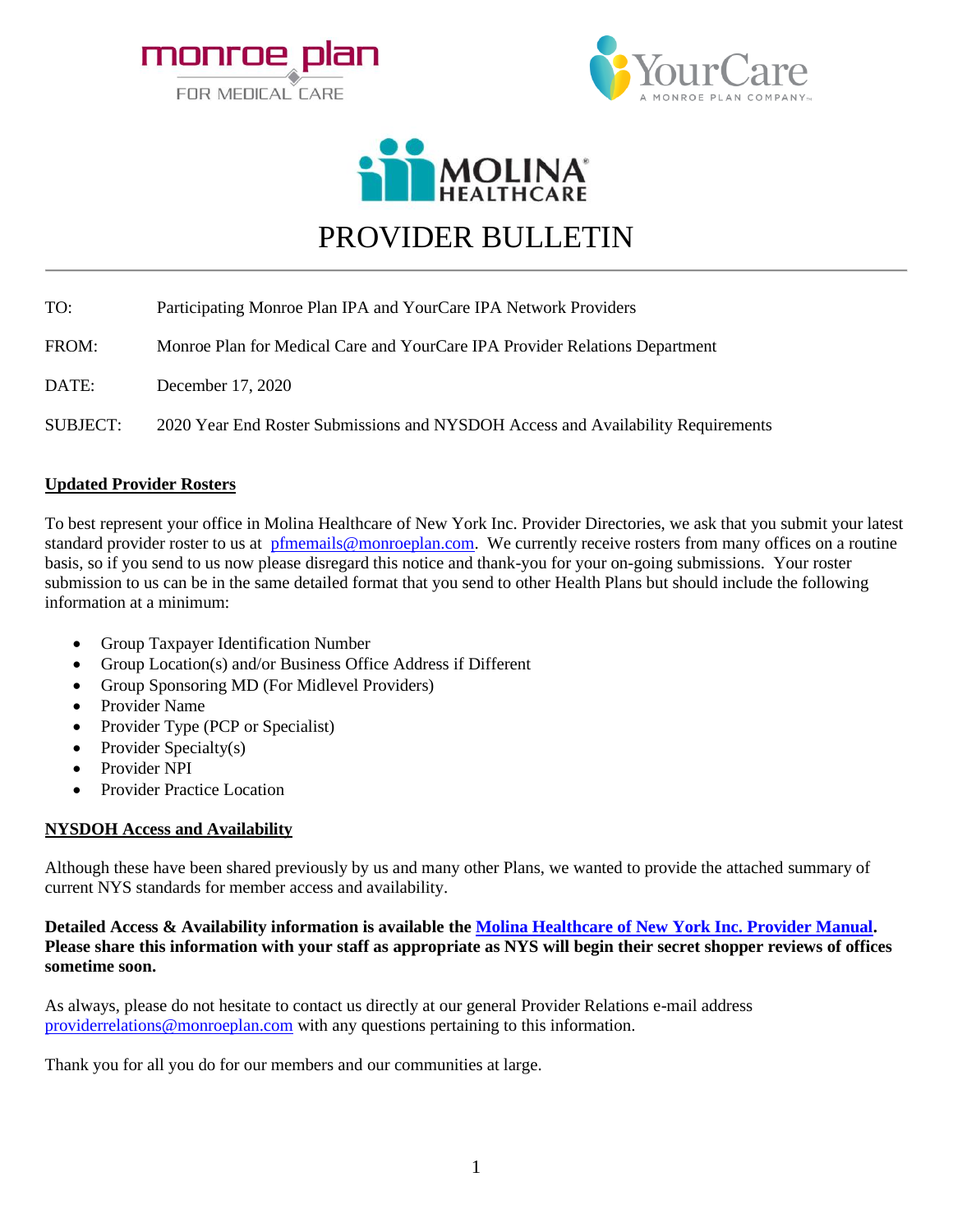# PROVIDER BULLETIN

TO: Participating Monroe Plan IPA and YourCare IPA Network Providers

FROM: Monroe Plan for Medical Care and YourCare IPA Provider Relations Department

DATE: December 17, 2020

SUBJECT: 2020 Year End Roster Submissions and NYSDOH Access and Availability Requirements

## Updated Provider Rosters

To best represent your office in Molina Healthcare of New York Inc. Provider Directories, we ask that you submit your latest standard provider roster to us at pfmemails@monroeplan.com. We currently receive rosters from many offices on a routine basis, so if you send to us now please disregard this notice and thank-you for your on-going submissions. Your roster submission to us can be in the same detailed format that you send to other Health Plans but should include the following information at a minimum:

- Group Taxpayer Identification Number
- Group Location(s) and/or Business Office Address if Different
- Group Sponsoring MD (For Midlevel Providers)
- Provider Name
- Provider Type (PCP or Specialist)
- Provider Specialty(s)
- Provider NPI
- Provider Practice Location

## NYSDOH Access and Availability

Although these have been shared previously by us and many other Plans, we wanted to provide the attached summary of current NYS standards for member access and availability.

**Detailed Access & Availability information is available the Molina Healthcare of New York Inc. Provider Manual. Please share this information with your staff as appropriate as NYS will begin their secret shopper reviews of offices sometime soon.**

As always, please do not hesitate to contact us directly at our general Provider Relations e-mail address providerrelations@monroeplan.com with any questions pertaining to this information.

Thank you for all you do for our members and our communities at large.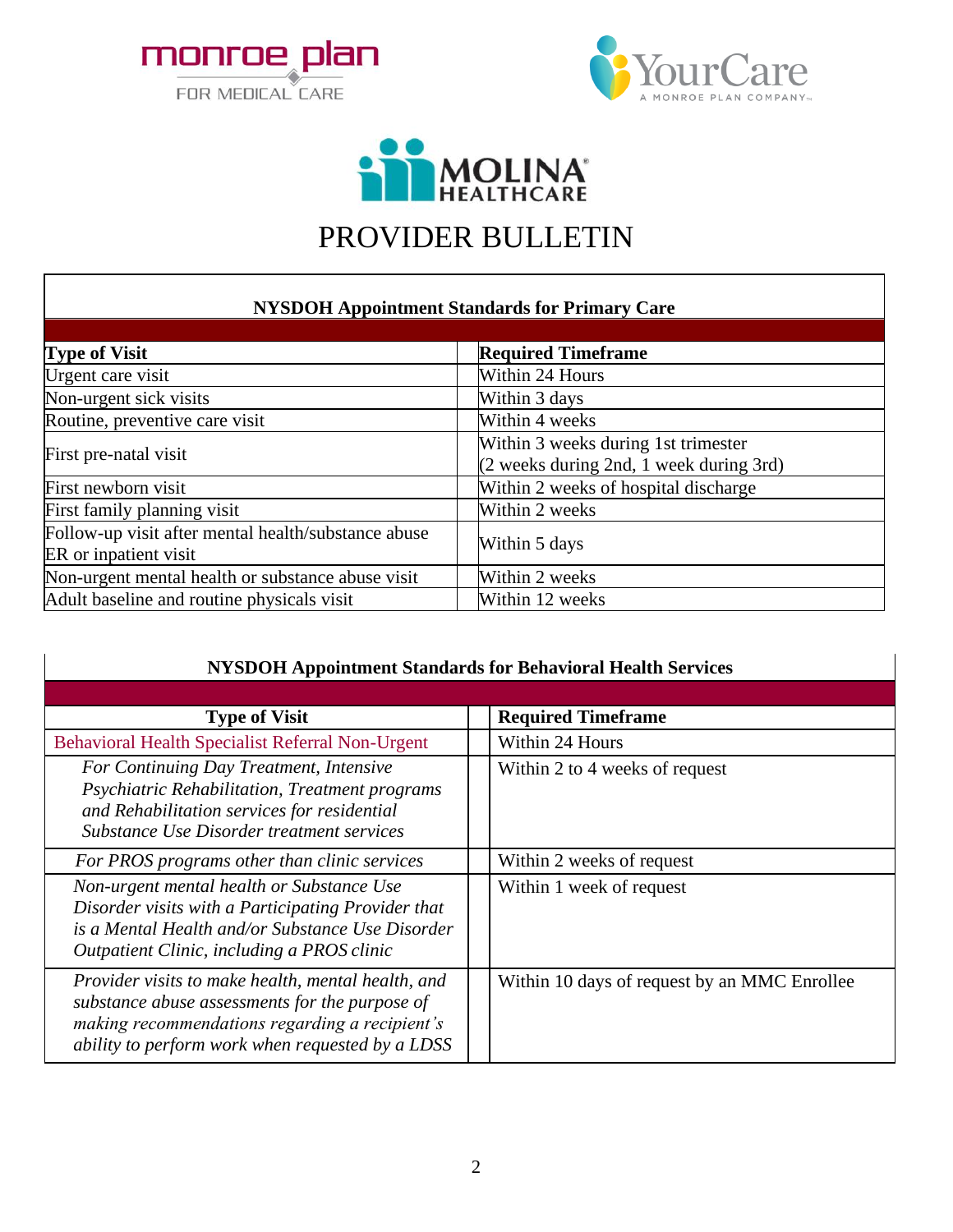# PROVIDER BULLETIN

**NYSDOH Appointment Standards for Primary Care**

| Type of Visit | Required Timeframe |
|---|---|
| Urgent care visit | Within 24 Hours |
| Non-urgent sick visits | Within 3 days |
| Routine, preventive care visit | Within 4 weeks |
| First pre-natal visit | Within 3 weeks during 1st trimester (2 weeks during 2nd, 1 week during 3rd) |
| First newborn visit | Within 2 weeks of hospital discharge |
| First family planning visit | Within 2 weeks |
| Follow-up visit after mental health/substance abuse ER or inpatient visit | Within 5 days |
| Non-urgent mental health or substance abuse visit | Within 2 weeks |
| Adult baseline and routine physicals visit | Within 12 weeks |

**NYSDOH Appointment Standards for Behavioral Health Services**

| Type of Visit | Required Timeframe |
|---|---|
| Behavioral Health Specialist Referral Non-Urgent | Within 24 Hours |
| *For Continuing Day Treatment, Intensive Psychiatric Rehabilitation, Treatment programs and Rehabilitation services for residential Substance Use Disorder treatment services* | Within 2 to 4 weeks of request |
| *For PROS programs other than clinic services* | Within 2 weeks of request |
| *Non-urgent mental health or Substance Use Disorder visits with a Participating Provider that is a Mental Health and/or Substance Use Disorder Outpatient Clinic, including a PROS clinic* | Within 1 week of request |
| *Provider visits to make health, mental health, and substance abuse assessments for the purpose of making recommendations regarding a recipient's ability to perform work when requested by a LDSS* | Within 10 days of request by an MMC Enrollee |